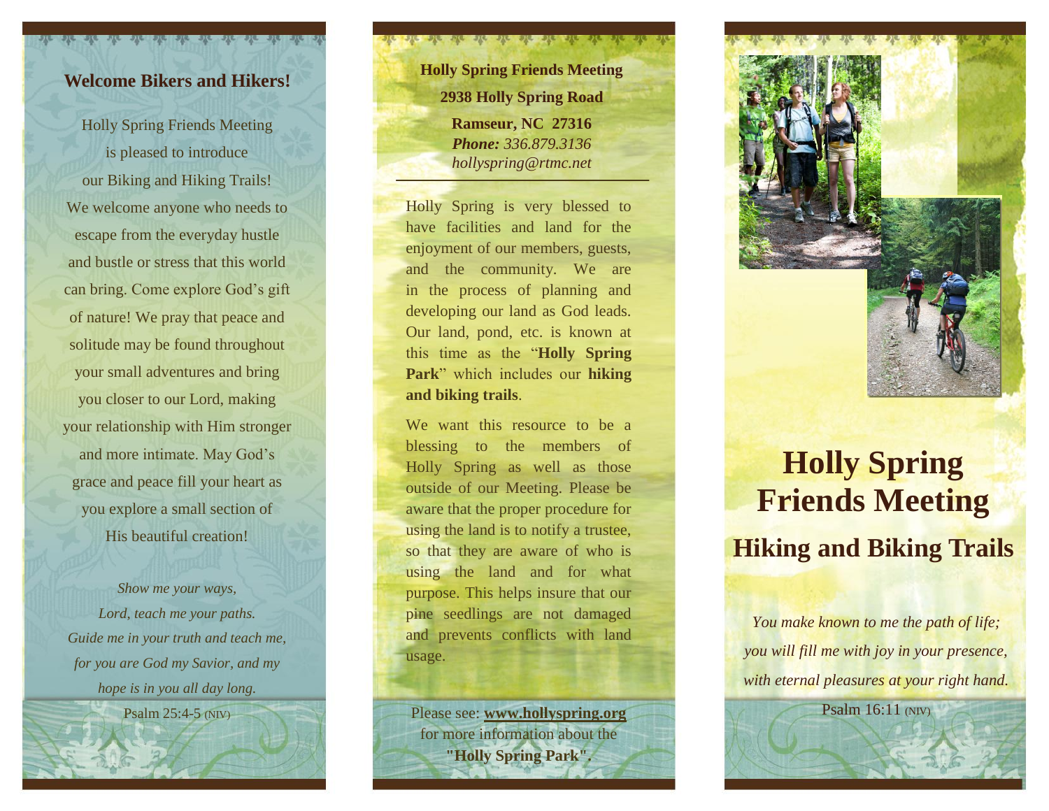## Welcome Bikers and Hikers!

Holly Spring Friends Meeting is pleased to introduce our Biking and Hiking Trails! We welcome anyone who needs to escape from the everyday hustle and bustle or stress that this world can bring. Come explore God's gift of nature! We pray that peace and solitude may be found throughout your small adventures and bring you closer to our Lord, making your relationship with Him stronger and more intimate. May God's grace and peace fill your heart as you explore a small section of His beautiful creation!

*Show me your ways,*
*Lord, teach me your paths.*
*Guide me in your truth and teach me,*
*for you are God my Savior, and my*
*hope is in you all day long.*

Psalm 25:4-5 (NIV)

**Holly Spring Friends Meeting**
**2938 Holly Spring Road**
**Ramseur, NC 27316**
***Phone:*** *336.879.3136*
*hollyspring@rtmc.net*

---

Holly Spring is very blessed to have facilities and land for the enjoyment of our members, guests, and the community. We are in the process of planning and developing our land as God leads. Our land, pond, etc. is known at this time as the "**Holly Spring Park**" which includes our **hiking and biking trails**.

We want this resource to be a blessing to the members of Holly Spring as well as those outside of our Meeting. Please be aware that the proper procedure for using the land is to notify a trustee, so that they are aware of who is using the land and for what purpose. This helps insure that our pine seedlings are not damaged and prevents conflicts with land usage.

Please see: **www.hollyspring.org** for more information about the **"Holly Spring Park".**

# Holly Spring Friends Meeting

## Hiking and Biking Trails

*You make known to me the path of life;*
*you will fill me with joy in your presence,*
*with eternal pleasures at your right hand.*

Psalm 16:11 (NIV)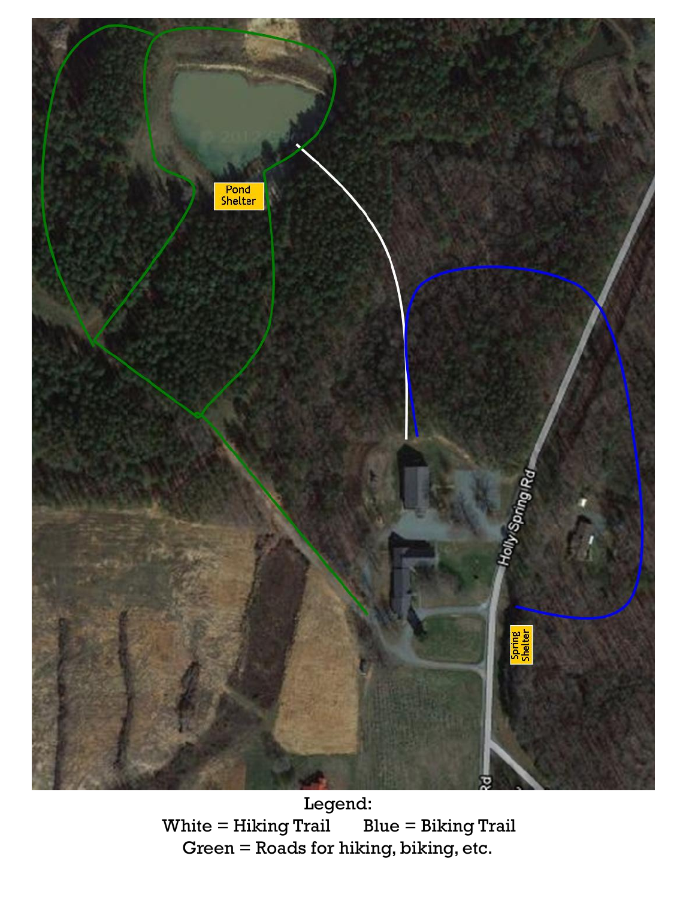Pond Shelter

Holly Spring Rd

Spring Shelter

Legend:

White = Hiking Trail    Blue = Biking Trail

Green = Roads for hiking, biking, etc.